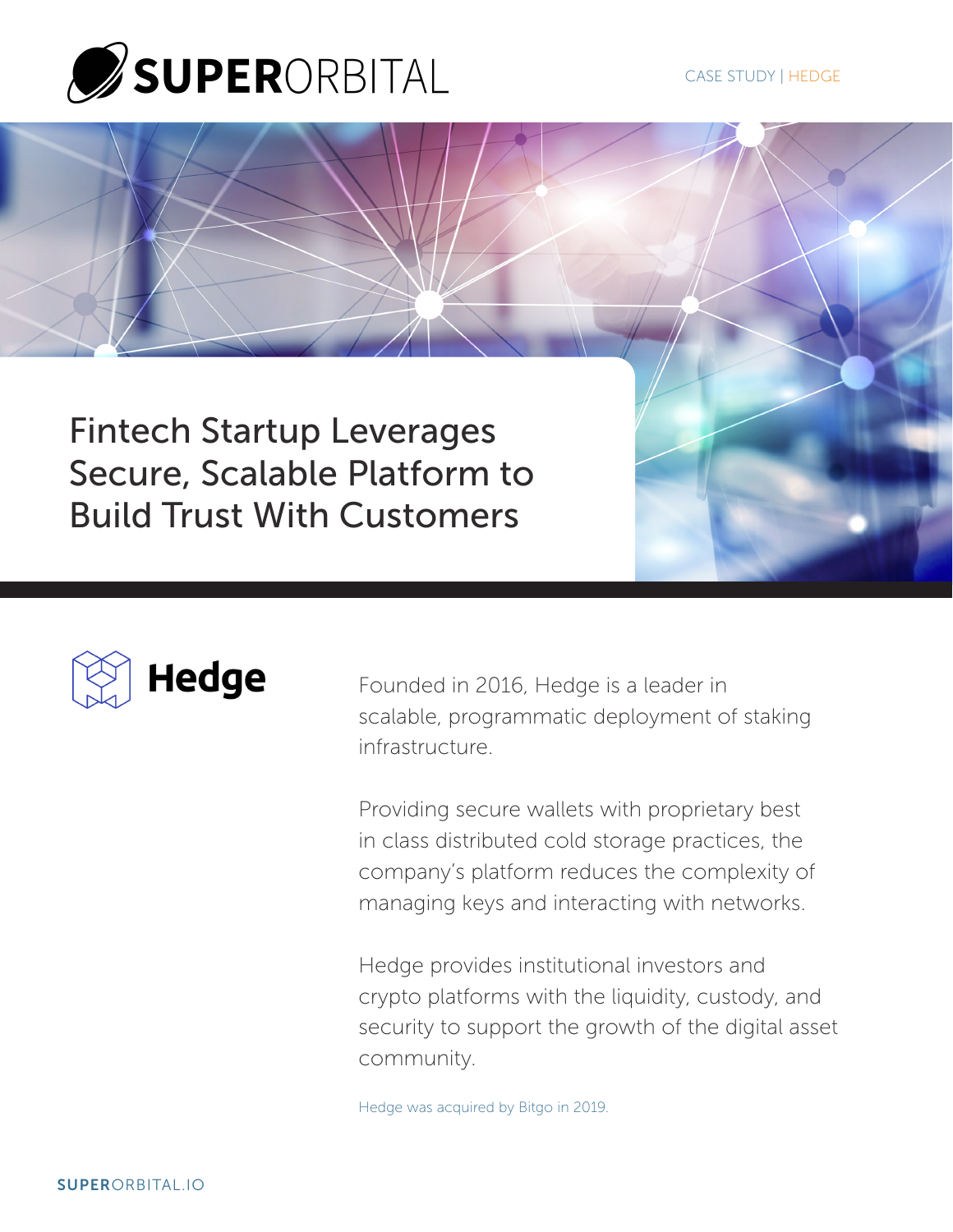SUPERORBITAL

CASE STUDY | HEDGE

# Fintech Startup Leverages Secure, Scalable Platform to Build Trust With Customers

**Hedge**

Founded in 2016, Hedge is a leader in scalable, programmatic deployment of staking infrastructure.

Providing secure wallets with proprietary best in class distributed cold storage practices, the company's platform reduces the complexity of managing keys and interacting with networks.

Hedge provides institutional investors and crypto platforms with the liquidity, custody, and security to support the growth of the digital asset community.

Hedge was acquired by Bitgo in 2019.

SUPERORBITAL.IO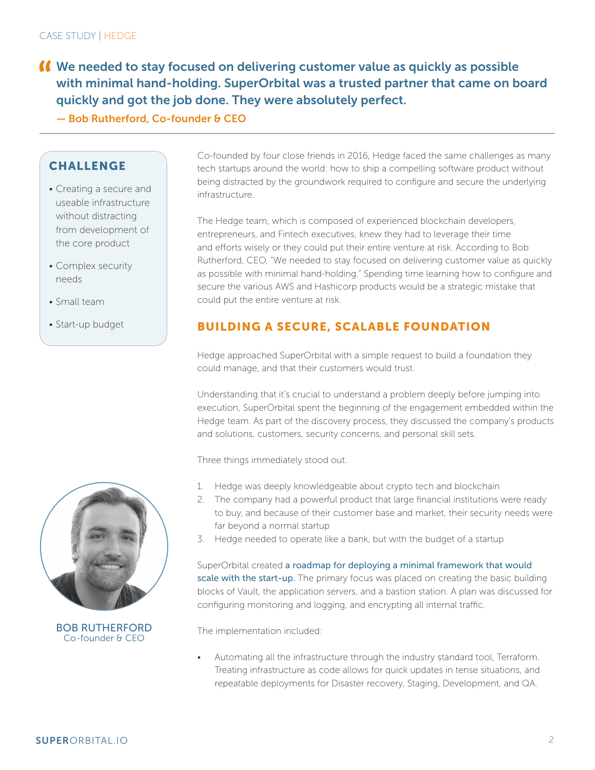> **We needed to stay focused on delivering customer value as quickly as possible with minimal hand-holding. SuperOrbital was a trusted partner that came on board quickly and got the job done. They were absolutely perfect.**
>
> **— Bob Rutherford, Co-founder & CEO**

---

## CHALLENGE

- Creating a secure and useable infrastructure without distracting from development of the core product
- Complex security needs
- Small team
- Start-up budget

Co-founded by four close friends in 2016, Hedge faced the same challenges as many tech startups around the world: how to ship a compelling software product without being distracted by the groundwork required to configure and secure the underlying infrastructure.

The Hedge team, which is composed of experienced blockchain developers, entrepreneurs, and Fintech executives, knew they had to leverage their time and efforts wisely or they could put their entire venture at risk. According to Bob Rutherford, CEO, "We needed to stay focused on delivering customer value as quickly as possible with minimal hand-holding." Spending time learning how to configure and secure the various AWS and Hashicorp products would be a strategic mistake that could put the entire venture at risk.

## BUILDING A SECURE, SCALABLE FOUNDATION

Hedge approached SuperOrbital with a simple request to build a foundation they could manage, and that their customers would trust.

Understanding that it's crucial to understand a problem deeply before jumping into execution, SuperOrbital spent the beginning of the engagement embedded within the Hedge team. As part of the discovery process, they discussed the company's products and solutions, customers, security concerns, and personal skill sets.

Three things immediately stood out.

1. Hedge was deeply knowledgeable about crypto tech and blockchain
2. The company had a powerful product that large financial institutions were ready to buy, and because of their customer base and market, their security needs were far beyond a normal startup
3. Hedge needed to operate like a bank, but with the budget of a startup

SuperOrbital created **a roadmap for deploying a minimal framework that would scale with the start-up.** The primary focus was placed on creating the basic building blocks of Vault, the application servers, and a bastion station. A plan was discussed for configuring monitoring and logging, and encrypting all internal traffic.

The implementation included:

- Automating all the infrastructure through the industry standard tool, Terraform. Treating infrastructure as code allows for quick updates in tense situations, and repeatable deployments for Disaster recovery, Staging, Development, and QA.

**BOB RUTHERFORD**
Co-founder & CEO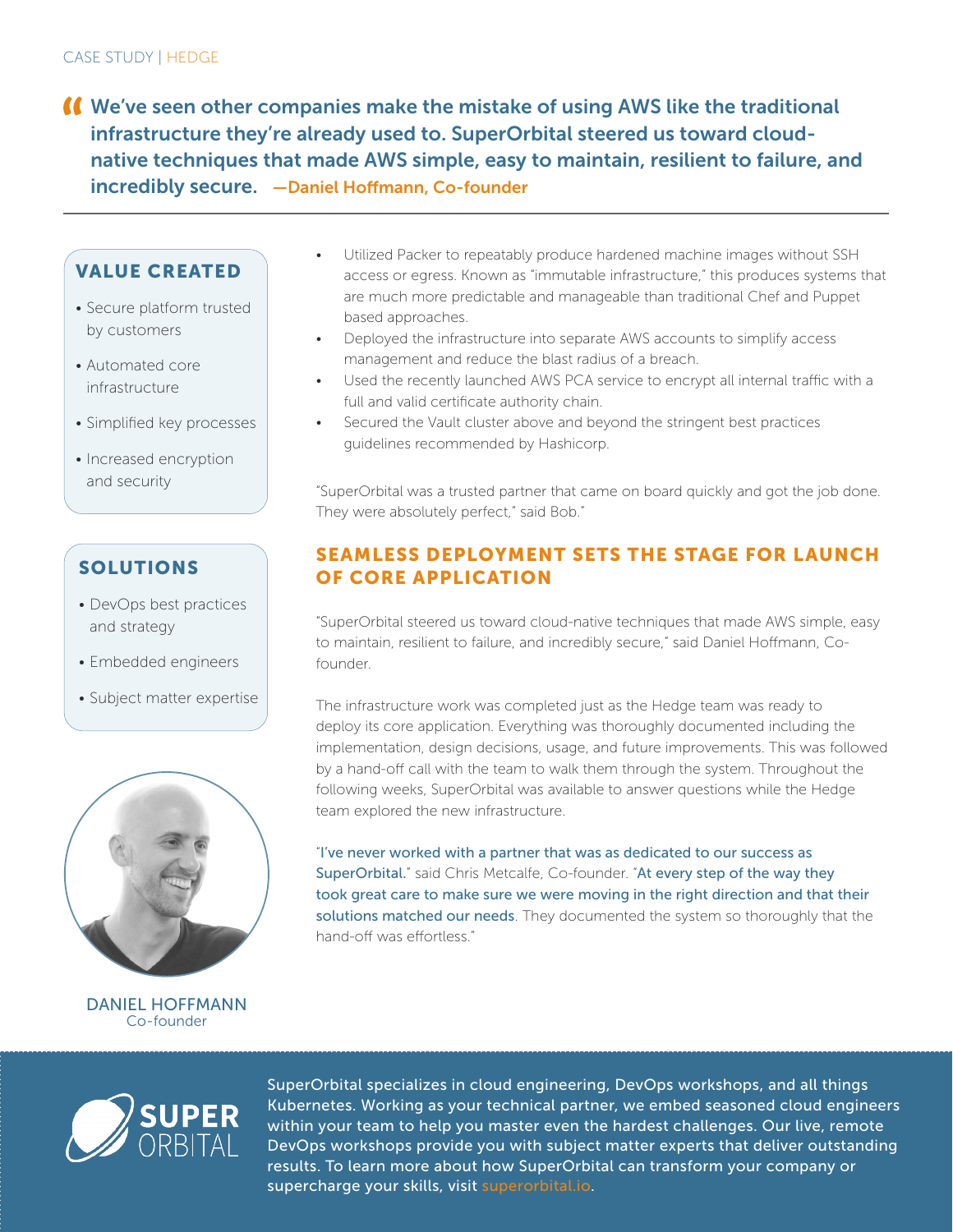CASE STUDY | HEDGE

> We've seen other companies make the mistake of using AWS like the traditional infrastructure they're already used to. SuperOrbital steered us toward cloud-native techniques that made AWS simple, easy to maintain, resilient to failure, and incredibly secure. —Daniel Hoffmann, Co-founder

---

## VALUE CREATED

- Secure platform trusted by customers
- Automated core infrastructure
- Simplified key processes
- Increased encryption and security

## SOLUTIONS

- DevOps best practices and strategy
- Embedded engineers
- Subject matter expertise

DANIEL HOFFMANN
Co-founder

- Utilized Packer to repeatably produce hardened machine images without SSH access or egress. Known as "immutable infrastructure," this produces systems that are much more predictable and manageable than traditional Chef and Puppet based approaches.
- Deployed the infrastructure into separate AWS accounts to simplify access management and reduce the blast radius of a breach.
- Used the recently launched AWS PCA service to encrypt all internal traffic with a full and valid certificate authority chain.
- Secured the Vault cluster above and beyond the stringent best practices guidelines recommended by Hashicorp.

"SuperOrbital was a trusted partner that came on board quickly and got the job done. They were absolutely perfect," said Bob."

## SEAMLESS DEPLOYMENT SETS THE STAGE FOR LAUNCH OF CORE APPLICATION

"SuperOrbital steered us toward cloud-native techniques that made AWS simple, easy to maintain, resilient to failure, and incredibly secure," said Daniel Hoffmann, Co-founder.

The infrastructure work was completed just as the Hedge team was ready to deploy its core application. Everything was thoroughly documented including the implementation, design decisions, usage, and future improvements. This was followed by a hand-off call with the team to walk them through the system. Throughout the following weeks, SuperOrbital was available to answer questions while the Hedge team explored the new infrastructure.

"I've never worked with a partner that was as dedicated to our success as SuperOrbital." said Chris Metcalfe, Co-founder. "At every step of the way they took great care to make sure we were moving in the right direction and that their solutions matched our needs. They documented the system so thoroughly that the hand-off was effortless."

SUPER ORBITAL

SuperOrbital specializes in cloud engineering, DevOps workshops, and all things Kubernetes. Working as your technical partner, we embed seasoned cloud engineers within your team to help you master even the hardest challenges. Our live, remote DevOps workshops provide you with subject matter experts that deliver outstanding results. To learn more about how SuperOrbital can transform your company or supercharge your skills, visit superorbital.io.